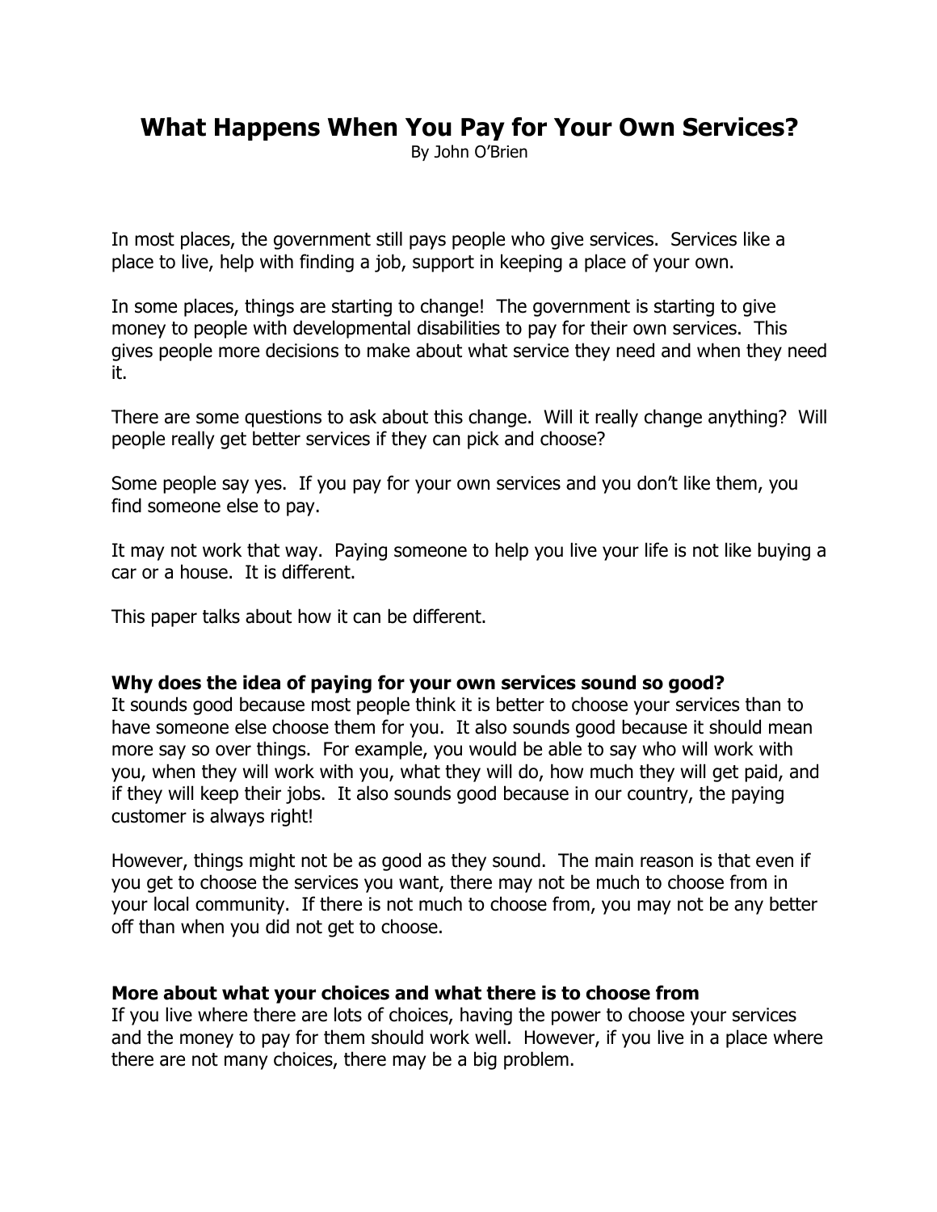# What Happens When You Pay for Your Own Services?

By John O'Brien

In most places, the government still pays people who give services. Services like a place to live, help with finding a job, support in keeping a place of your own.

In some places, things are starting to change! The government is starting to give money to people with developmental disabilities to pay for their own services. This gives people more decisions to make about what service they need and when they need it.

There are some questions to ask about this change. Will it really change anything? Will people really get better services if they can pick and choose?

Some people say yes. If you pay for your own services and you don't like them, you find someone else to pay.

It may not work that way. Paying someone to help you live your life is not like buying a car or a house. It is different.

This paper talks about how it can be different.

**Why does the idea of paying for your own services sound so good?**

It sounds good because most people think it is better to choose your services than to have someone else choose them for you. It also sounds good because it should mean more say so over things. For example, you would be able to say who will work with you, when they will work with you, what they will do, how much they will get paid, and if they will keep their jobs. It also sounds good because in our country, the paying customer is always right!

However, things might not be as good as they sound. The main reason is that even if you get to choose the services you want, there may not be much to choose from in your local community. If there is not much to choose from, you may not be any better off than when you did not get to choose.

**More about what your choices and what there is to choose from**

If you live where there are lots of choices, having the power to choose your services and the money to pay for them should work well. However, if you live in a place where there are not many choices, there may be a big problem.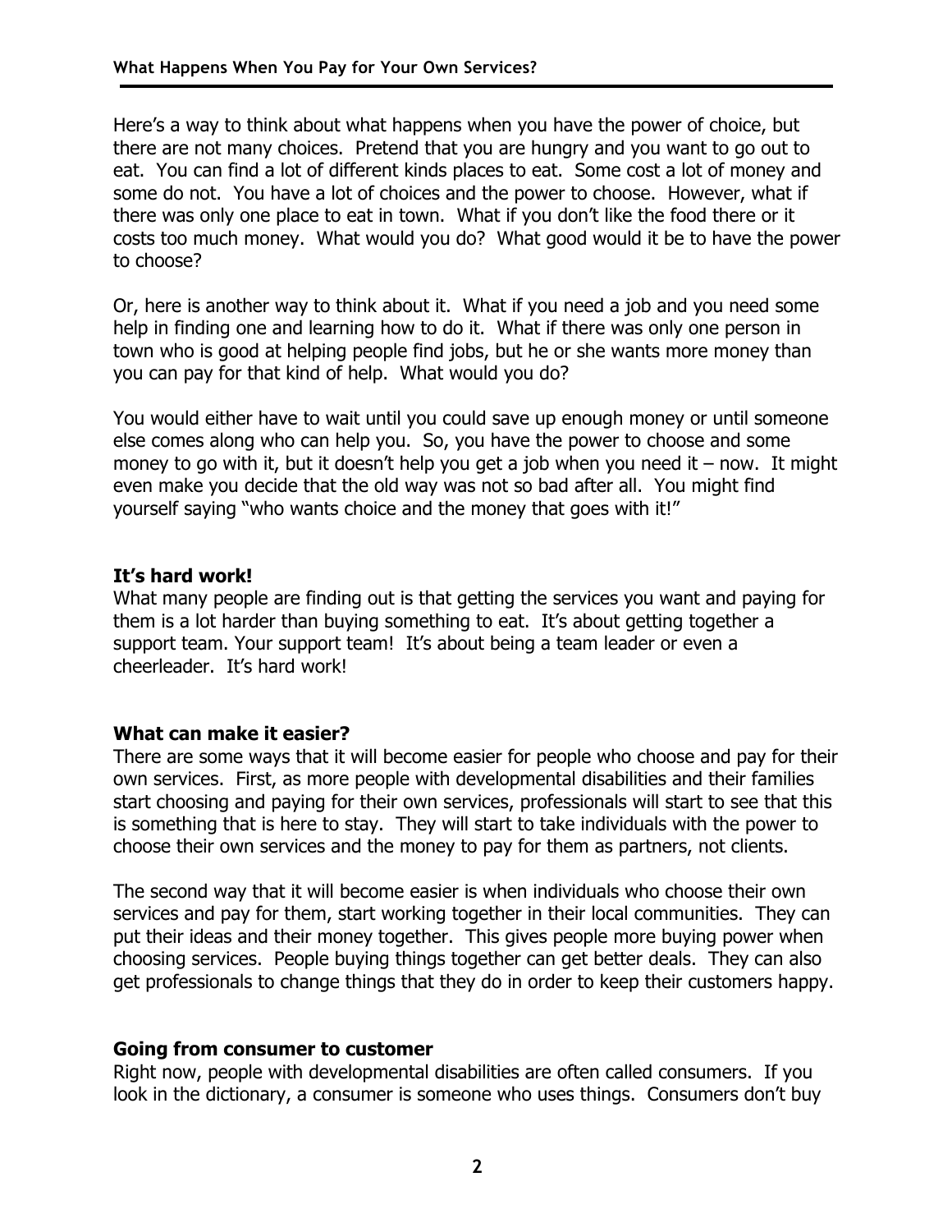Here's a way to think about what happens when you have the power of choice, but there are not many choices. Pretend that you are hungry and you want to go out to eat. You can find a lot of different kinds places to eat. Some cost a lot of money and some do not. You have a lot of choices and the power to choose. However, what if there was only one place to eat in town. What if you don't like the food there or it costs too much money. What would you do? What good would it be to have the power to choose?

Or, here is another way to think about it. What if you need a job and you need some help in finding one and learning how to do it. What if there was only one person in town who is good at helping people find jobs, but he or she wants more money than you can pay for that kind of help. What would you do?

You would either have to wait until you could save up enough money or until someone else comes along who can help you. So, you have the power to choose and some money to go with it, but it doesn't help you get a job when you need it – now. It might even make you decide that the old way was not so bad after all. You might find yourself saying "who wants choice and the money that goes with it!"

**It's hard work!**

What many people are finding out is that getting the services you want and paying for them is a lot harder than buying something to eat. It's about getting together a support team. Your support team! It's about being a team leader or even a cheerleader. It's hard work!

**What can make it easier?**

There are some ways that it will become easier for people who choose and pay for their own services. First, as more people with developmental disabilities and their families start choosing and paying for their own services, professionals will start to see that this is something that is here to stay. They will start to take individuals with the power to choose their own services and the money to pay for them as partners, not clients.

The second way that it will become easier is when individuals who choose their own services and pay for them, start working together in their local communities. They can put their ideas and their money together. This gives people more buying power when choosing services. People buying things together can get better deals. They can also get professionals to change things that they do in order to keep their customers happy.

**Going from consumer to customer**

Right now, people with developmental disabilities are often called consumers. If you look in the dictionary, a consumer is someone who uses things. Consumers don't buy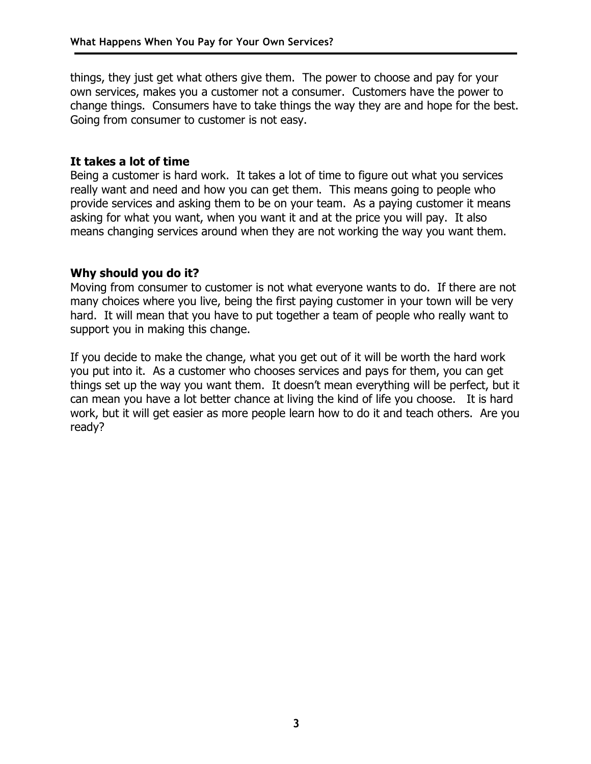things, they just get what others give them. The power to choose and pay for your own services, makes you a customer not a consumer. Customers have the power to change things. Consumers have to take things the way they are and hope for the best. Going from consumer to customer is not easy.

### It takes a lot of time

Being a customer is hard work. It takes a lot of time to figure out what you services really want and need and how you can get them. This means going to people who provide services and asking them to be on your team. As a paying customer it means asking for what you want, when you want it and at the price you will pay. It also means changing services around when they are not working the way you want them.

### Why should you do it?

Moving from consumer to customer is not what everyone wants to do. If there are not many choices where you live, being the first paying customer in your town will be very hard. It will mean that you have to put together a team of people who really want to support you in making this change.

If you decide to make the change, what you get out of it will be worth the hard work you put into it. As a customer who chooses services and pays for them, you can get things set up the way you want them. It doesn't mean everything will be perfect, but it can mean you have a lot better chance at living the kind of life you choose. It is hard work, but it will get easier as more people learn how to do it and teach others. Are you ready?